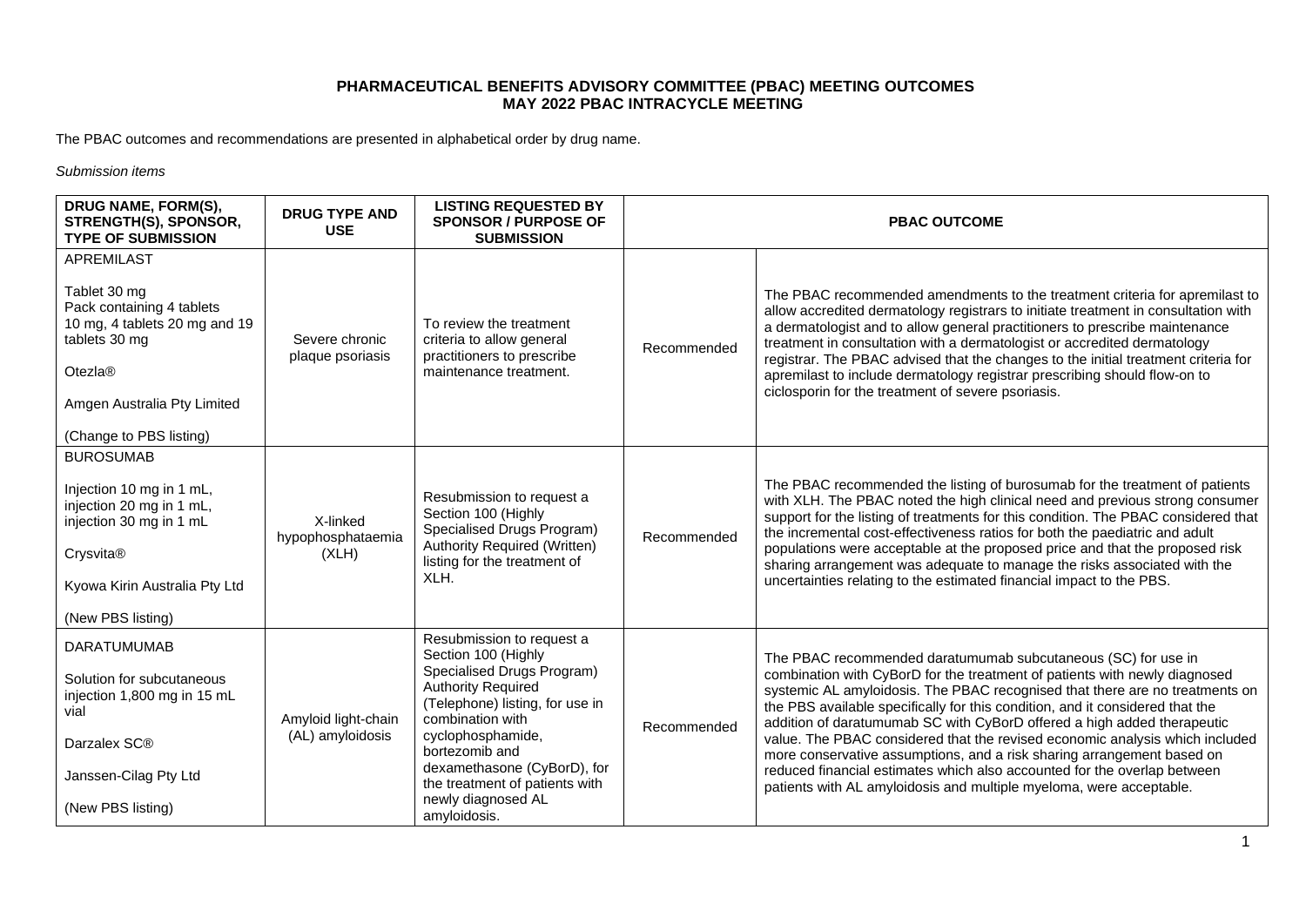**PHARMACEUTICAL BENEFITS ADVISORY COMMITTEE (PBAC) MEETING OUTCOMES**
**MAY 2022 PBAC INTRACYCLE MEETING**

The PBAC outcomes and recommendations are presented in alphabetical order by drug name.

*Submission items*

| DRUG NAME, FORM(S), STRENGTH(S), SPONSOR, TYPE OF SUBMISSION | DRUG TYPE AND USE | LISTING REQUESTED BY SPONSOR / PURPOSE OF SUBMISSION | PBAC OUTCOME | |
|---|---|---|---|---|
| APREMILAST<br><br>Tablet 30 mg<br>Pack containing 4 tablets 10 mg, 4 tablets 20 mg and 19 tablets 30 mg<br><br>Otezla®<br><br>Amgen Australia Pty Limited<br><br>(Change to PBS listing) | Severe chronic plaque psoriasis | To review the treatment criteria to allow general practitioners to prescribe maintenance treatment. | Recommended | The PBAC recommended amendments to the treatment criteria for apremilast to allow accredited dermatology registrars to initiate treatment in consultation with a dermatologist and to allow general practitioners to prescribe maintenance treatment in consultation with a dermatologist or accredited dermatology registrar. The PBAC advised that the changes to the initial treatment criteria for apremilast to include dermatology registrar prescribing should flow-on to ciclosporin for the treatment of severe psoriasis. |
| BUROSUMAB<br><br>Injection 10 mg in 1 mL, injection 20 mg in 1 mL, injection 30 mg in 1 mL<br><br>Crysvita®<br><br>Kyowa Kirin Australia Pty Ltd<br><br>(New PBS listing) | X-linked hypophosphataemia (XLH) | Resubmission to request a Section 100 (Highly Specialised Drugs Program) Authority Required (Written) listing for the treatment of XLH. | Recommended | The PBAC recommended the listing of burosumab for the treatment of patients with XLH. The PBAC noted the high clinical need and previous strong consumer support for the listing of treatments for this condition. The PBAC considered that the incremental cost-effectiveness ratios for both the paediatric and adult populations were acceptable at the proposed price and that the proposed risk sharing arrangement was adequate to manage the risks associated with the uncertainties relating to the estimated financial impact to the PBS. |
| DARATUMUMAB<br><br>Solution for subcutaneous injection 1,800 mg in 15 mL vial<br><br>Darzalex SC®<br><br>Janssen-Cilag Pty Ltd<br><br>(New PBS listing) | Amyloid light-chain (AL) amyloidosis | Resubmission to request a Section 100 (Highly Specialised Drugs Program) Authority Required (Telephone) listing, for use in combination with cyclophosphamide, bortezomib and dexamethasone (CyBorD), for the treatment of patients with newly diagnosed AL amyloidosis. | Recommended | The PBAC recommended daratumumab subcutaneous (SC) for use in combination with CyBorD for the treatment of patients with newly diagnosed systemic AL amyloidosis. The PBAC recognised that there are no treatments on the PBS available specifically for this condition, and it considered that the addition of daratumumab SC with CyBorD offered a high added therapeutic value. The PBAC considered that the revised economic analysis which included more conservative assumptions, and a risk sharing arrangement based on reduced financial estimates which also accounted for the overlap between patients with AL amyloidosis and multiple myeloma, were acceptable. |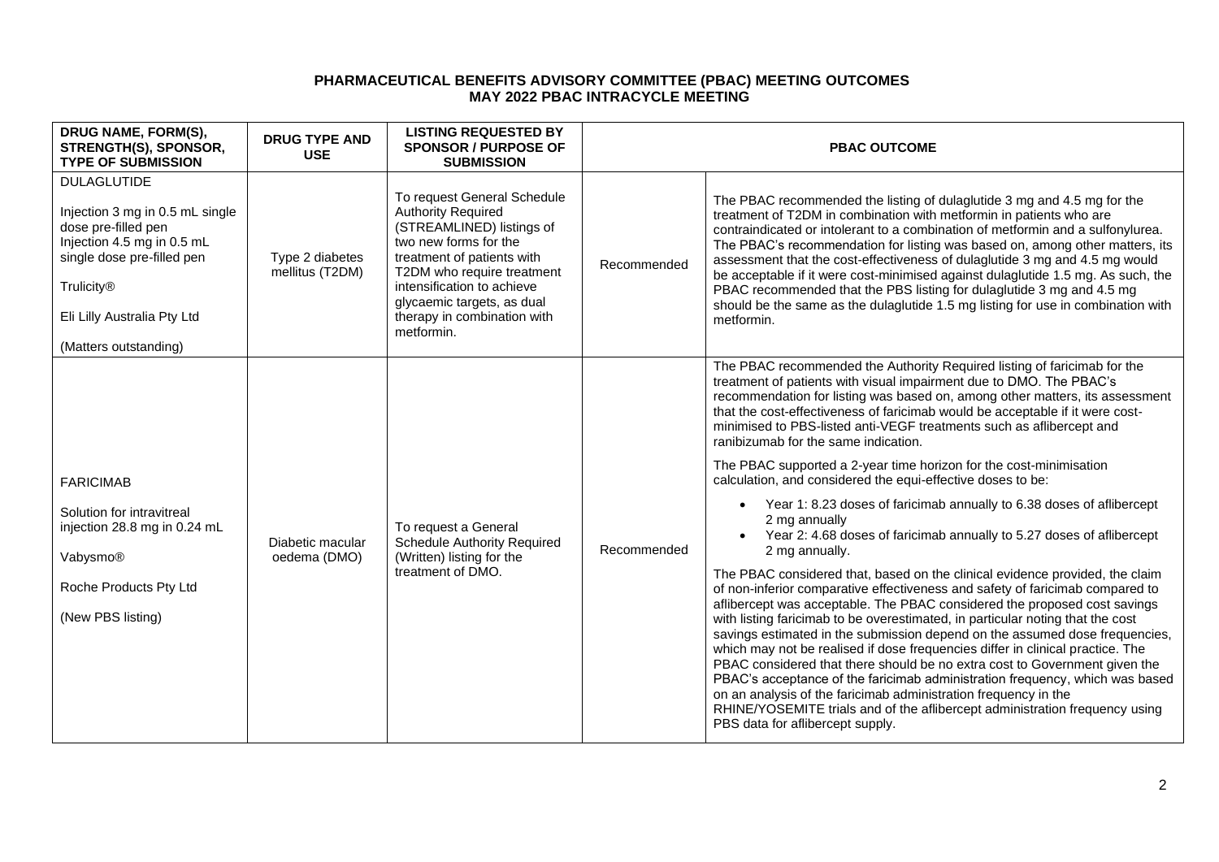**PHARMACEUTICAL BENEFITS ADVISORY COMMITTEE (PBAC) MEETING OUTCOMES**
**MAY 2022 PBAC INTRACYCLE MEETING**

| DRUG NAME, FORM(S), STRENGTH(S), SPONSOR, TYPE OF SUBMISSION | DRUG TYPE AND USE | LISTING REQUESTED BY SPONSOR / PURPOSE OF SUBMISSION | PBAC OUTCOME | |
|---|---|---|---|---|
| DULAGLUTIDE<br><br>Injection 3 mg in 0.5 mL single dose pre-filled pen<br>Injection 4.5 mg in 0.5 mL single dose pre-filled pen<br><br>Trulicity®<br><br>Eli Lilly Australia Pty Ltd<br><br>(Matters outstanding) | Type 2 diabetes mellitus (T2DM) | To request General Schedule Authority Required (STREAMLINED) listings of two new forms for the treatment of patients with T2DM who require treatment intensification to achieve glycaemic targets, as dual therapy in combination with metformin. | Recommended | The PBAC recommended the listing of dulaglutide 3 mg and 4.5 mg for the treatment of T2DM in combination with metformin in patients who are contraindicated or intolerant to a combination of metformin and a sulfonylurea. The PBAC's recommendation for listing was based on, among other matters, its assessment that the cost-effectiveness of dulaglutide 3 mg and 4.5 mg would be acceptable if it were cost-minimised against dulaglutide 1.5 mg. As such, the PBAC recommended that the PBS listing for dulaglutide 3 mg and 4.5 mg should be the same as the dulaglutide 1.5 mg listing for use in combination with metformin. |
| FARICIMAB<br><br>Solution for intravitreal injection 28.8 mg in 0.24 mL<br><br>Vabysmo®<br><br>Roche Products Pty Ltd<br><br>(New PBS listing) | Diabetic macular oedema (DMO) | To request a General Schedule Authority Required (Written) listing for the treatment of DMO. | Recommended | The PBAC recommended the Authority Required listing of faricimab for the treatment of patients with visual impairment due to DMO. The PBAC's recommendation for listing was based on, among other matters, its assessment that the cost-effectiveness of faricimab would be acceptable if it were cost-minimised to PBS-listed anti-VEGF treatments such as aflibercept and ranibizumab for the same indication.<br><br>The PBAC supported a 2-year time horizon for the cost-minimisation calculation, and considered the equi-effective doses to be:<br><br>• Year 1: 8.23 doses of faricimab annually to 6.38 doses of aflibercept 2 mg annually<br>• Year 2: 4.68 doses of faricimab annually to 5.27 doses of aflibercept 2 mg annually.<br><br>The PBAC considered that, based on the clinical evidence provided, the claim of non-inferior comparative effectiveness and safety of faricimab compared to aflibercept was acceptable. The PBAC considered the proposed cost savings with listing faricimab to be overestimated, in particular noting that the cost savings estimated in the submission depend on the assumed dose frequencies, which may not be realised if dose frequencies differ in clinical practice. The PBAC considered that there should be no extra cost to Government given the PBAC's acceptance of the faricimab administration frequency, which was based on an analysis of the faricimab administration frequency in the RHINE/YOSEMITE trials and of the aflibercept administration frequency using PBS data for aflibercept supply. |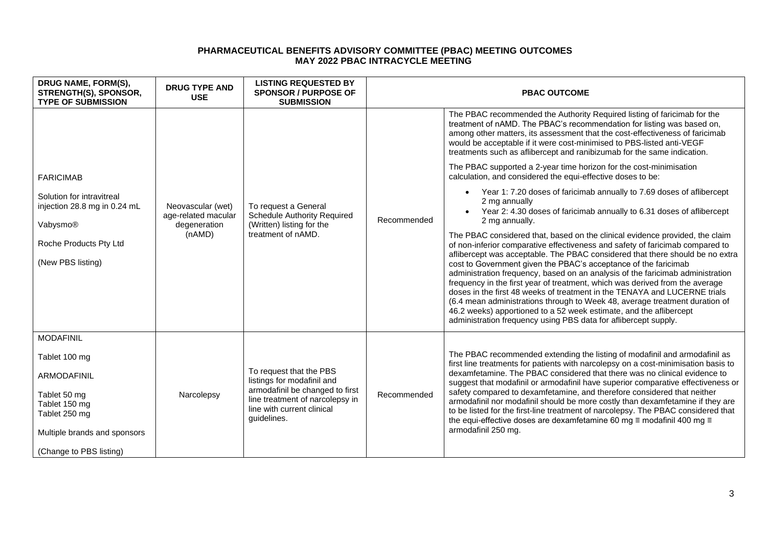# PHARMACEUTICAL BENEFITS ADVISORY COMMITTEE (PBAC) MEETING OUTCOMES
## MAY 2022 PBAC INTRACYCLE MEETING

| DRUG NAME, FORM(S), STRENGTH(S), SPONSOR, TYPE OF SUBMISSION | DRUG TYPE AND USE | LISTING REQUESTED BY SPONSOR / PURPOSE OF SUBMISSION | PBAC OUTCOME | |
|---|---|---|---|---|
| FARICIMAB<br><br>Solution for intravitreal injection 28.8 mg in 0.24 mL<br><br>Vabysmo®<br><br>Roche Products Pty Ltd<br><br>(New PBS listing) | Neovascular (wet) age-related macular degeneration (nAMD) | To request a General Schedule Authority Required (Written) listing for the treatment of nAMD. | Recommended | The PBAC recommended the Authority Required listing of faricimab for the treatment of nAMD. The PBAC's recommendation for listing was based on, among other matters, its assessment that the cost-effectiveness of faricimab would be acceptable if it were cost-minimised to PBS-listed anti-VEGF treatments such as aflibercept and ranibizumab for the same indication.<br><br>The PBAC supported a 2-year time horizon for the cost-minimisation calculation, and considered the equi-effective doses to be:<br><br>• Year 1: 7.20 doses of faricimab annually to 7.69 doses of aflibercept 2 mg annually<br>• Year 2: 4.30 doses of faricimab annually to 6.31 doses of aflibercept 2 mg annually.<br><br>The PBAC considered that, based on the clinical evidence provided, the claim of non-inferior comparative effectiveness and safety of faricimab compared to aflibercept was acceptable. The PBAC considered that there should be no extra cost to Government given the PBAC's acceptance of the faricimab administration frequency, based on an analysis of the faricimab administration frequency in the first year of treatment, which was derived from the average doses in the first 48 weeks of treatment in the TENAYA and LUCERNE trials (6.4 mean administrations through to Week 48, average treatment duration of 46.2 weeks) apportioned to a 52 week estimate, and the aflibercept administration frequency using PBS data for aflibercept supply. |
| MODAFINIL<br><br>Tablet 100 mg<br><br>ARMODAFINIL<br><br>Tablet 50 mg<br>Tablet 150 mg<br>Tablet 250 mg<br><br>Multiple brands and sponsors<br><br>(Change to PBS listing) | Narcolepsy | To request that the PBS listings for modafinil and armodafinil be changed to first line treatment of narcolepsy in line with current clinical guidelines. | Recommended | The PBAC recommended extending the listing of modafinil and armodafinil as first line treatments for patients with narcolepsy on a cost-minimisation basis to dexamfetamine. The PBAC considered that there was no clinical evidence to suggest that modafinil or armodafinil have superior comparative effectiveness or safety compared to dexamfetamine, and therefore considered that neither armodafinil nor modafinil should be more costly than dexamfetamine if they are to be listed for the first-line treatment of narcolepsy. The PBAC considered that the equi-effective doses are dexamfetamine 60 mg ≡ modafinil 400 mg ≡ armodafinil 250 mg. |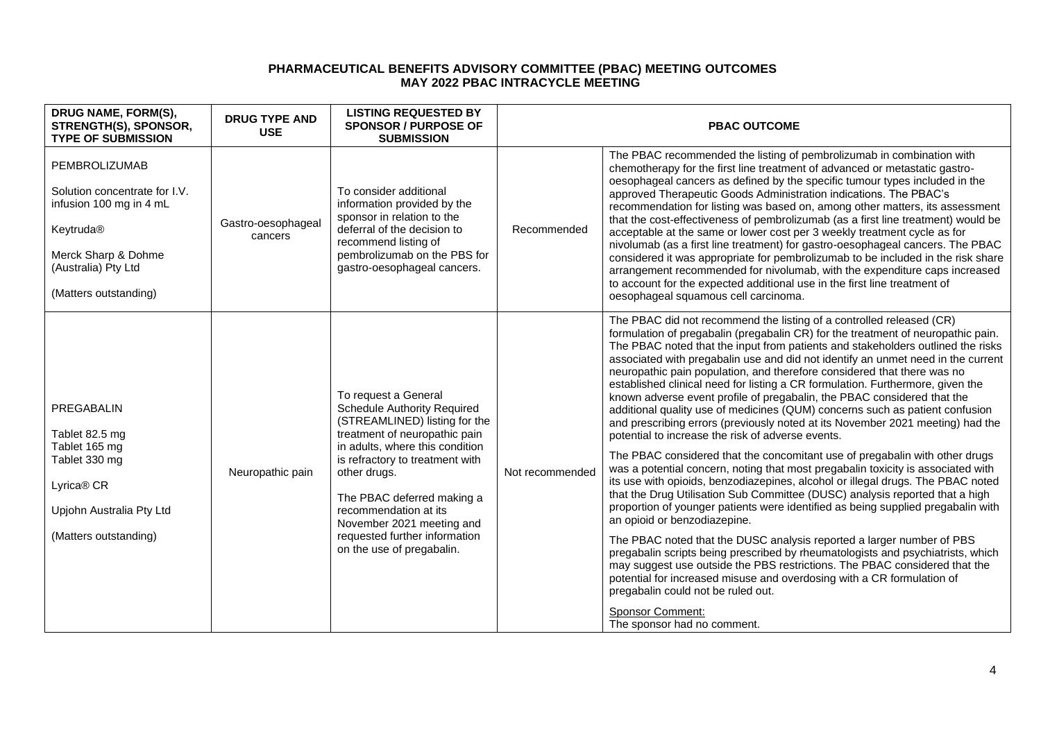**PHARMACEUTICAL BENEFITS ADVISORY COMMITTEE (PBAC) MEETING OUTCOMES**
**MAY 2022 PBAC INTRACYCLE MEETING**

| DRUG NAME, FORM(S), STRENGTH(S), SPONSOR, TYPE OF SUBMISSION | DRUG TYPE AND USE | LISTING REQUESTED BY SPONSOR / PURPOSE OF SUBMISSION | PBAC OUTCOME | |
|---|---|---|---|---|
| PEMBROLIZUMAB<br><br>Solution concentrate for I.V. infusion 100 mg in 4 mL<br><br>Keytruda®<br><br>Merck Sharp & Dohme (Australia) Pty Ltd<br><br>(Matters outstanding) | Gastro-oesophageal cancers | To consider additional information provided by the sponsor in relation to the deferral of the decision to recommend listing of pembrolizumab on the PBS for gastro-oesophageal cancers. | Recommended | The PBAC recommended the listing of pembrolizumab in combination with chemotherapy for the first line treatment of advanced or metastatic gastro-oesophageal cancers as defined by the specific tumour types included in the approved Therapeutic Goods Administration indications. The PBAC's recommendation for listing was based on, among other matters, its assessment that the cost-effectiveness of pembrolizumab (as a first line treatment) would be acceptable at the same or lower cost per 3 weekly treatment cycle as for nivolumab (as a first line treatment) for gastro-oesophageal cancers. The PBAC considered it was appropriate for pembrolizumab to be included in the risk share arrangement recommended for nivolumab, with the expenditure caps increased to account for the expected additional use in the first line treatment of oesophageal squamous cell carcinoma. |
| PREGABALIN<br><br>Tablet 82.5 mg<br>Tablet 165 mg<br>Tablet 330 mg<br><br>Lyrica® CR<br><br>Upjohn Australia Pty Ltd<br><br>(Matters outstanding) | Neuropathic pain | To request a General Schedule Authority Required (STREAMLINED) listing for the treatment of neuropathic pain in adults, where this condition is refractory to treatment with other drugs.<br><br>The PBAC deferred making a recommendation at its November 2021 meeting and requested further information on the use of pregabalin. | Not recommended | The PBAC did not recommend the listing of a controlled released (CR) formulation of pregabalin (pregabalin CR) for the treatment of neuropathic pain. The PBAC noted that the input from patients and stakeholders outlined the risks associated with pregabalin use and did not identify an unmet need in the current neuropathic pain population, and therefore considered that there was no established clinical need for listing a CR formulation. Furthermore, given the known adverse event profile of pregabalin, the PBAC considered that the additional quality use of medicines (QUM) concerns such as patient confusion and prescribing errors (previously noted at its November 2021 meeting) had the potential to increase the risk of adverse events.<br><br>The PBAC considered that the concomitant use of pregabalin with other drugs was a potential concern, noting that most pregabalin toxicity is associated with its use with opioids, benzodiazepines, alcohol or illegal drugs. The PBAC noted that the Drug Utilisation Sub Committee (DUSC) analysis reported that a high proportion of younger patients were identified as being supplied pregabalin with an opioid or benzodiazepine.<br><br>The PBAC noted that the DUSC analysis reported a larger number of PBS pregabalin scripts being prescribed by rheumatologists and psychiatrists, which may suggest use outside the PBS restrictions. The PBAC considered that the potential for increased misuse and overdosing with a CR formulation of pregabalin could not be ruled out.<br><br>Sponsor Comment:<br>The sponsor had no comment. |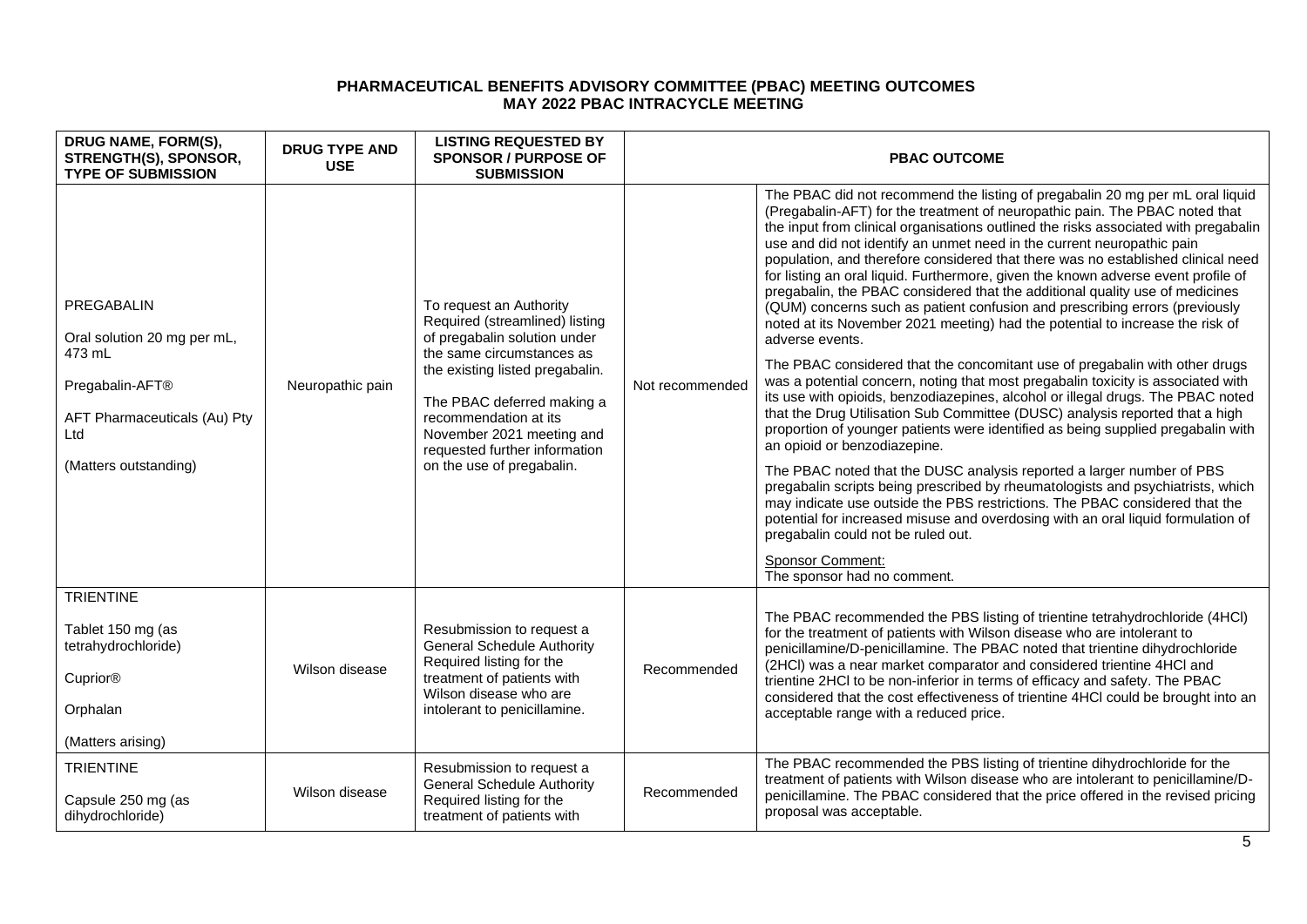**PHARMACEUTICAL BENEFITS ADVISORY COMMITTEE (PBAC) MEETING OUTCOMES**
**MAY 2022 PBAC INTRACYCLE MEETING**

| DRUG NAME, FORM(S), STRENGTH(S), SPONSOR, TYPE OF SUBMISSION | DRUG TYPE AND USE | LISTING REQUESTED BY SPONSOR / PURPOSE OF SUBMISSION | PBAC OUTCOME | |
|---|---|---|---|---|
| PREGABALIN<br><br>Oral solution 20 mg per mL, 473 mL<br><br>Pregabalin-AFT®<br><br>AFT Pharmaceuticals (Au) Pty Ltd<br><br>(Matters outstanding) | Neuropathic pain | To request an Authority Required (streamlined) listing of pregabalin solution under the same circumstances as the existing listed pregabalin.<br><br>The PBAC deferred making a recommendation at its November 2021 meeting and requested further information on the use of pregabalin. | Not recommended | The PBAC did not recommend the listing of pregabalin 20 mg per mL oral liquid (Pregabalin-AFT) for the treatment of neuropathic pain. The PBAC noted that the input from clinical organisations outlined the risks associated with pregabalin use and did not identify an unmet need in the current neuropathic pain population, and therefore considered that there was no established clinical need for listing an oral liquid. Furthermore, given the known adverse event profile of pregabalin, the PBAC considered that the additional quality use of medicines (QUM) concerns such as patient confusion and prescribing errors (previously noted at its November 2021 meeting) had the potential to increase the risk of adverse events.<br><br>The PBAC considered that the concomitant use of pregabalin with other drugs was a potential concern, noting that most pregabalin toxicity is associated with its use with opioids, benzodiazepines, alcohol or illegal drugs. The PBAC noted that the Drug Utilisation Sub Committee (DUSC) analysis reported that a high proportion of younger patients were identified as being supplied pregabalin with an opioid or benzodiazepine.<br><br>The PBAC noted that the DUSC analysis reported a larger number of PBS pregabalin scripts being prescribed by rheumatologists and psychiatrists, which may indicate use outside the PBS restrictions. The PBAC considered that the potential for increased misuse and overdosing with an oral liquid formulation of pregabalin could not be ruled out.<br><br>Sponsor Comment:<br>The sponsor had no comment. |
| TRIENTINE<br><br>Tablet 150 mg (as tetrahydrochloride)<br><br>Cuprior®<br><br>Orphalan<br><br>(Matters arising) | Wilson disease | Resubmission to request a General Schedule Authority Required listing for the treatment of patients with Wilson disease who are intolerant to penicillamine. | Recommended | The PBAC recommended the PBS listing of trientine tetrahydrochloride (4HCl) for the treatment of patients with Wilson disease who are intolerant to penicillamine/D-penicillamine. The PBAC noted that trientine dihydrochloride (2HCl) was a near market comparator and considered trientine 4HCl and trientine 2HCl to be non-inferior in terms of efficacy and safety. The PBAC considered that the cost effectiveness of trientine 4HCl could be brought into an acceptable range with a reduced price. |
| TRIENTINE<br><br>Capsule 250 mg (as dihydrochloride) | Wilson disease | Resubmission to request a General Schedule Authority Required listing for the treatment of patients with | Recommended | The PBAC recommended the PBS listing of trientine dihydrochloride for the treatment of patients with Wilson disease who are intolerant to penicillamine/D-penicillamine. The PBAC considered that the price offered in the revised pricing proposal was acceptable. |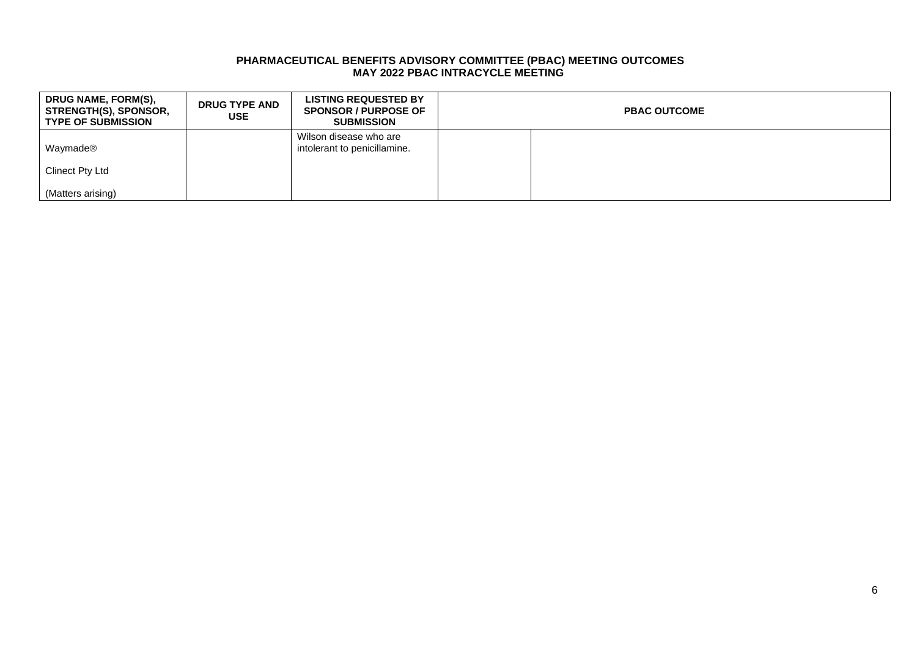**PHARMACEUTICAL BENEFITS ADVISORY COMMITTEE (PBAC) MEETING OUTCOMES**
**MAY 2022 PBAC INTRACYCLE MEETING**

| DRUG NAME, FORM(S), STRENGTH(S), SPONSOR, TYPE OF SUBMISSION | DRUG TYPE AND USE | LISTING REQUESTED BY SPONSOR / PURPOSE OF SUBMISSION | PBAC OUTCOME | |
|---|---|---|---|---|
| Waymade®<br><br>Clinect Pty Ltd<br><br>(Matters arising) | | Wilson disease who are intolerant to penicillamine. | | |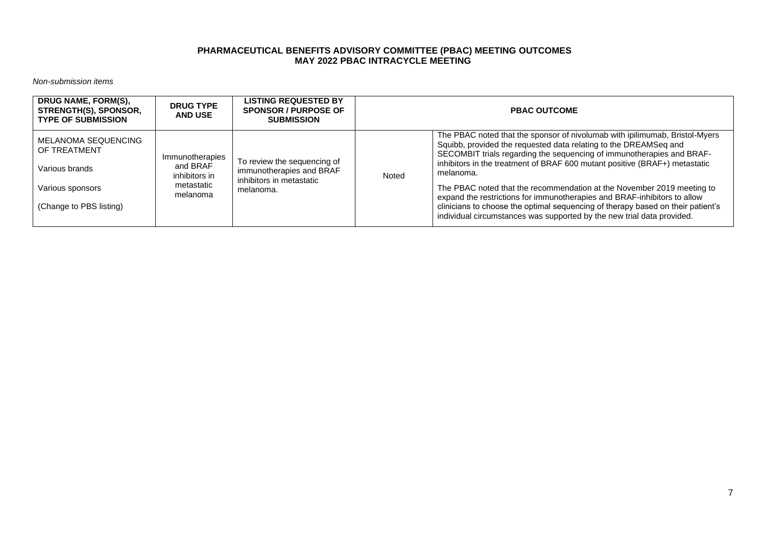# PHARMACEUTICAL BENEFITS ADVISORY COMMITTEE (PBAC) MEETING OUTCOMES
## MAY 2022 PBAC INTRACYCLE MEETING

*Non-submission items*

| DRUG NAME, FORM(S), STRENGTH(S), SPONSOR, TYPE OF SUBMISSION | DRUG TYPE AND USE | LISTING REQUESTED BY SPONSOR / PURPOSE OF SUBMISSION | PBAC OUTCOME | |
|---|---|---|---|---|
| MELANOMA SEQUENCING OF TREATMENT<br><br>Various brands<br><br>Various sponsors<br><br>(Change to PBS listing) | Immunotherapies and BRAF inhibitors in metastatic melanoma | To review the sequencing of immunotherapies and BRAF inhibitors in metastatic melanoma. | Noted | The PBAC noted that the sponsor of nivolumab with ipilimumab, Bristol-Myers Squibb, provided the requested data relating to the DREAMSeq and SECOMBIT trials regarding the sequencing of immunotherapies and BRAF-inhibitors in the treatment of BRAF 600 mutant positive (BRAF+) metastatic melanoma.<br><br>The PBAC noted that the recommendation at the November 2019 meeting to expand the restrictions for immunotherapies and BRAF-inhibitors to allow clinicians to choose the optimal sequencing of therapy based on their patient's individual circumstances was supported by the new trial data provided. |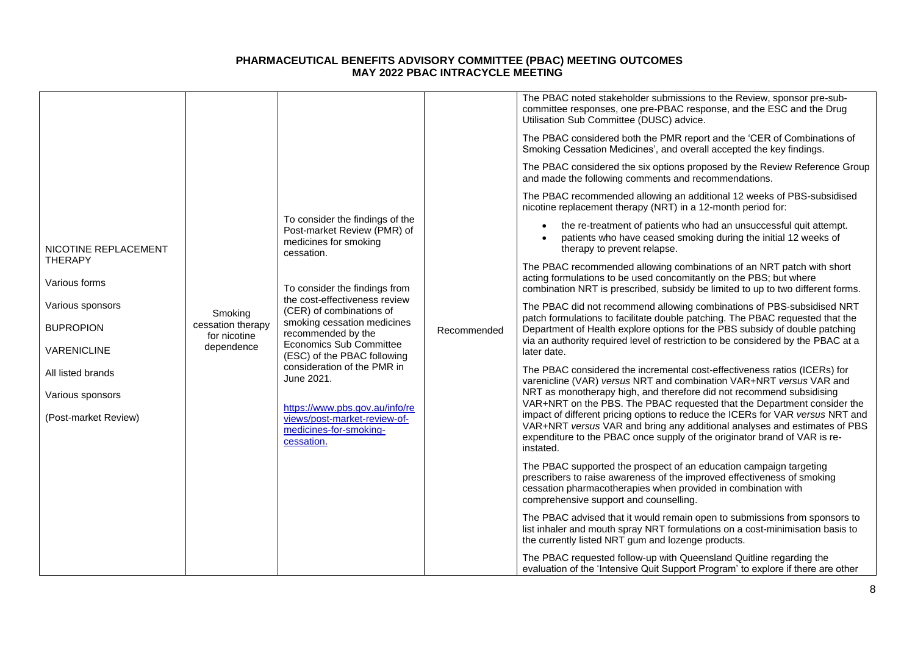**PHARMACEUTICAL BENEFITS ADVISORY COMMITTEE (PBAC) MEETING OUTCOMES**
**MAY 2022 PBAC INTRACYCLE MEETING**

| | | | | |
|---|---|---|---|---|
| NICOTINE REPLACEMENT THERAPY<br><br>Various forms<br><br>Various sponsors<br><br>BUPROPION<br><br>VARENICLINE<br><br>All listed brands<br><br>Various sponsors<br><br>(Post-market Review) | Smoking cessation therapy for nicotine dependence | To consider the findings of the Post-market Review (PMR) of medicines for smoking cessation.<br><br>To consider the findings from the cost-effectiveness review (CER) of combinations of smoking cessation medicines recommended by the Economics Sub Committee (ESC) of the PBAC following consideration of the PMR in June 2021.<br><br>[https://www.pbs.gov.au/info/reviews/post-market-review-of-medicines-for-smoking-cessation.](https://www.pbs.gov.au/info/reviews/post-market-review-of-medicines-for-smoking-cessation.) | Recommended | The PBAC noted stakeholder submissions to the Review, sponsor pre-sub-committee responses, one pre-PBAC response, and the ESC and the Drug Utilisation Sub Committee (DUSC) advice.<br><br>The PBAC considered both the PMR report and the 'CER of Combinations of Smoking Cessation Medicines', and overall accepted the key findings.<br><br>The PBAC considered the six options proposed by the Review Reference Group and made the following comments and recommendations.<br><br>The PBAC recommended allowing an additional 12 weeks of PBS-subsidised nicotine replacement therapy (NRT) in a 12-month period for:<br>• the re-treatment of patients who had an unsuccessful quit attempt.<br>• patients who have ceased smoking during the initial 12 weeks of therapy to prevent relapse.<br><br>The PBAC recommended allowing combinations of an NRT patch with short acting formulations to be used concomitantly on the PBS; but where combination NRT is prescribed, subsidy be limited to up to two different forms.<br><br>The PBAC did not recommend allowing combinations of PBS-subsidised NRT patch formulations to facilitate double patching. The PBAC requested that the Department of Health explore options for the PBS subsidy of double patching via an authority required level of restriction to be considered by the PBAC at a later date.<br><br>The PBAC considered the incremental cost-effectiveness ratios (ICERs) for varenicline (VAR) *versus* NRT and combination VAR+NRT *versus* VAR and NRT as monotherapy high, and therefore did not recommend subsidising VAR+NRT on the PBS. The PBAC requested that the Department consider the impact of different pricing options to reduce the ICERs for VAR *versus* NRT and VAR+NRT *versus* VAR and bring any additional analyses and estimates of PBS expenditure to the PBAC once supply of the originator brand of VAR is re-instated.<br><br>The PBAC supported the prospect of an education campaign targeting prescribers to raise awareness of the improved effectiveness of smoking cessation pharmacotherapies when provided in combination with comprehensive support and counselling.<br><br>The PBAC advised that it would remain open to submissions from sponsors to list inhaler and mouth spray NRT formulations on a cost-minimisation basis to the currently listed NRT gum and lozenge products.<br><br>The PBAC requested follow-up with Queensland Quitline regarding the evaluation of the 'Intensive Quit Support Program' to explore if there are other |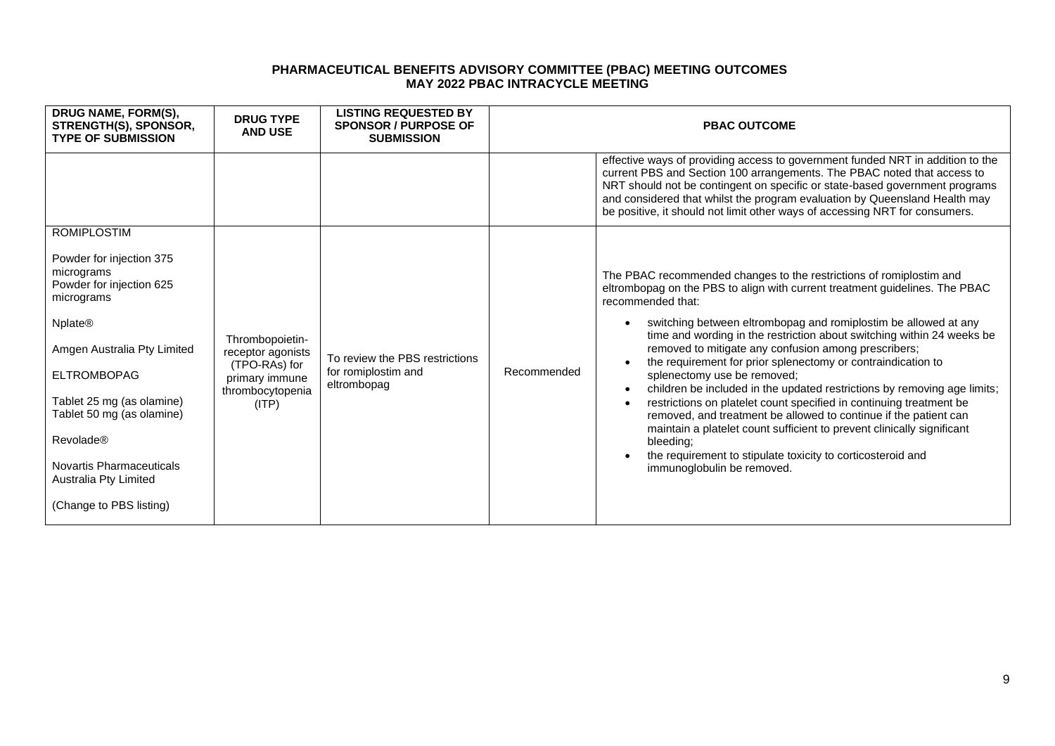**PHARMACEUTICAL BENEFITS ADVISORY COMMITTEE (PBAC) MEETING OUTCOMES**
**MAY 2022 PBAC INTRACYCLE MEETING**

| DRUG NAME, FORM(S), STRENGTH(S), SPONSOR, TYPE OF SUBMISSION | DRUG TYPE AND USE | LISTING REQUESTED BY SPONSOR / PURPOSE OF SUBMISSION | PBAC OUTCOME | |
|---|---|---|---|---|
| | | | | effective ways of providing access to government funded NRT in addition to the current PBS and Section 100 arrangements. The PBAC noted that access to NRT should not be contingent on specific or state-based government programs and considered that whilst the program evaluation by Queensland Health may be positive, it should not limit other ways of accessing NRT for consumers. |
| ROMIPLOSTIM<br><br>Powder for injection 375 micrograms<br>Powder for injection 625 micrograms<br><br>Nplate®<br><br>Amgen Australia Pty Limited<br><br>ELTROMBOPAG<br><br>Tablet 25 mg (as olamine)<br>Tablet 50 mg (as olamine)<br><br>Revolade®<br><br>Novartis Pharmaceuticals Australia Pty Limited<br><br>(Change to PBS listing) | Thrombopoietin-receptor agonists (TPO-RAs) for primary immune thrombocytopenia (ITP) | To review the PBS restrictions for romiplostim and eltrombopag | Recommended | The PBAC recommended changes to the restrictions of romiplostim and eltrombopag on the PBS to align with current treatment guidelines. The PBAC recommended that:<br><br>• switching between eltrombopag and romiplostim be allowed at any time and wording in the restriction about switching within 24 weeks be removed to mitigate any confusion among prescribers;<br>• the requirement for prior splenectomy or contraindication to splenectomy use be removed;<br>• children be included in the updated restrictions by removing age limits;<br>• restrictions on platelet count specified in continuing treatment be removed, and treatment be allowed to continue if the patient can maintain a platelet count sufficient to prevent clinically significant bleeding;<br>• the requirement to stipulate toxicity to corticosteroid and immunoglobulin be removed. |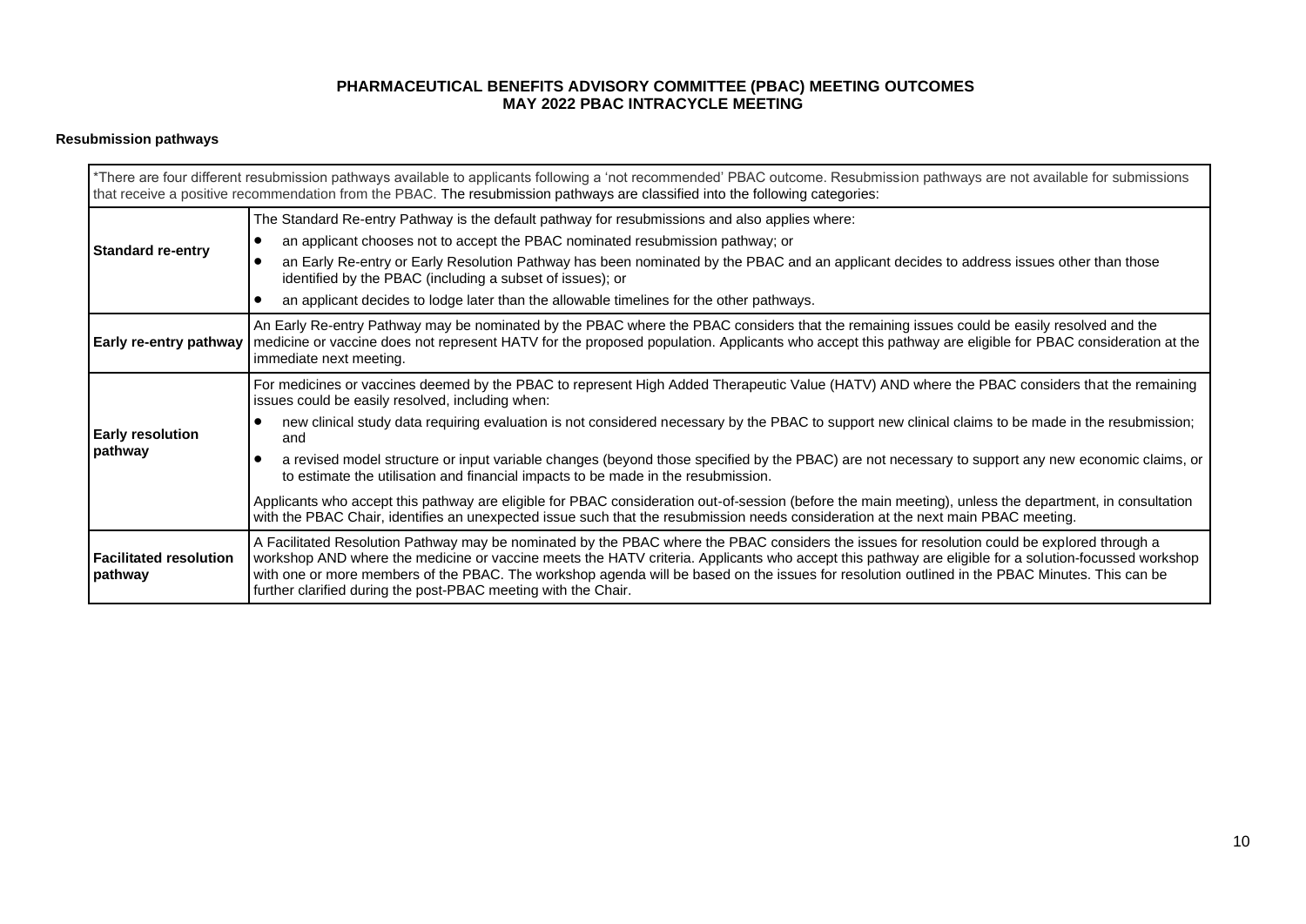# PHARMACEUTICAL BENEFITS ADVISORY COMMITTEE (PBAC) MEETING OUTCOMES
# MAY 2022 PBAC INTRACYCLE MEETING

**Resubmission pathways**

| | |
|---|---|
| *There are four different resubmission pathways available to applicants following a 'not recommended' PBAC outcome. Resubmission pathways are not available for submissions that receive a positive recommendation from the PBAC. The resubmission pathways are classified into the following categories: | |
| **Standard re-entry** | The Standard Re-entry Pathway is the default pathway for resubmissions and also applies where:<br>• an applicant chooses not to accept the PBAC nominated resubmission pathway; or<br>• an Early Re-entry or Early Resolution Pathway has been nominated by the PBAC and an applicant decides to address issues other than those identified by the PBAC (including a subset of issues); or<br>• an applicant decides to lodge later than the allowable timelines for the other pathways. |
| **Early re-entry pathway** | An Early Re-entry Pathway may be nominated by the PBAC where the PBAC considers that the remaining issues could be easily resolved and the medicine or vaccine does not represent HATV for the proposed population. Applicants who accept this pathway are eligible for PBAC consideration at the immediate next meeting. |
| **Early resolution pathway** | For medicines or vaccines deemed by the PBAC to represent High Added Therapeutic Value (HATV) AND where the PBAC considers that the remaining issues could be easily resolved, including when:<br>• new clinical study data requiring evaluation is not considered necessary by the PBAC to support new clinical claims to be made in the resubmission; and<br>• a revised model structure or input variable changes (beyond those specified by the PBAC) are not necessary to support any new economic claims, or to estimate the utilisation and financial impacts to be made in the resubmission.<br><br>Applicants who accept this pathway are eligible for PBAC consideration out-of-session (before the main meeting), unless the department, in consultation with the PBAC Chair, identifies an unexpected issue such that the resubmission needs consideration at the next main PBAC meeting. |
| **Facilitated resolution pathway** | A Facilitated Resolution Pathway may be nominated by the PBAC where the PBAC considers the issues for resolution could be explored through a workshop AND where the medicine or vaccine meets the HATV criteria. Applicants who accept this pathway are eligible for a solution-focussed workshop with one or more members of the PBAC. The workshop agenda will be based on the issues for resolution outlined in the PBAC Minutes. This can be further clarified during the post-PBAC meeting with the Chair. |